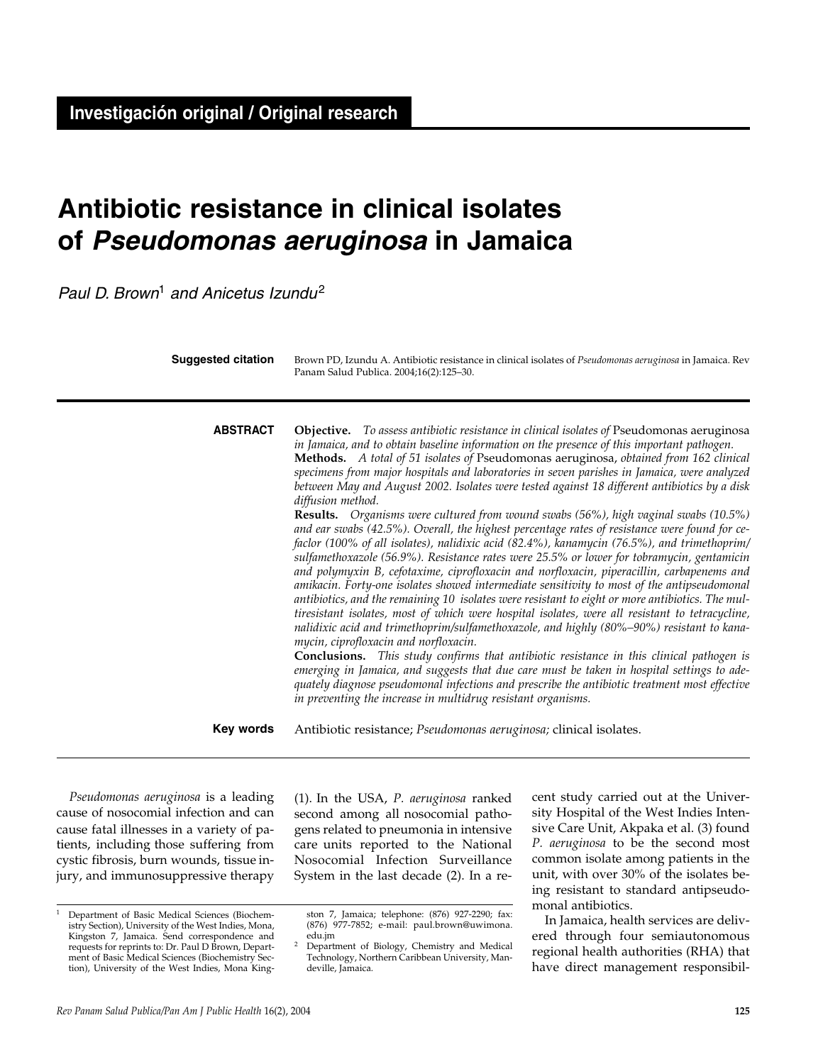**Investigación original / Original research**

# Antibiotic resistance in clinical isolates of *Pseudomonas aeruginosa* in Jamaica

*Paul D. Brown*[1] *and Anicetus Izundu*[2]

**Suggested citation** Brown PD, Izundu A. Antibiotic resistance in clinical isolates of *Pseudomonas aeruginosa* in Jamaica. Rev Panam Salud Publica. 2004;16(2):125–30.

**ABSTRACT**

**Objective.** *To assess antibiotic resistance in clinical isolates of* Pseudomonas aeruginosa *in Jamaica, and to obtain baseline information on the presence of this important pathogen.*

**Methods.** *A total of 51 isolates of* Pseudomonas aeruginosa, *obtained from 162 clinical specimens from major hospitals and laboratories in seven parishes in Jamaica, were analyzed between May and August 2002. Isolates were tested against 18 different antibiotics by a disk diffusion method.*

**Results.** *Organisms were cultured from wound swabs (56%), high vaginal swabs (10.5%) and ear swabs (42.5%). Overall, the highest percentage rates of resistance were found for cefaclor (100% of all isolates), nalidixic acid (82.4%), kanamycin (76.5%), and trimethoprim/sulfamethoxazole (56.9%). Resistance rates were 25.5% or lower for tobramycin, gentamicin and polymyxin B, cefotaxime, ciprofloxacin and norfloxacin, piperacillin, carbapenems and amikacin. Forty-one isolates showed intermediate sensitivity to most of the antipseudomonal antibiotics, and the remaining 10 isolates were resistant to eight or more antibiotics. The multiresistant isolates, most of which were hospital isolates, were all resistant to tetracycline, nalidixic acid and trimethoprim/sulfamethoxazole, and highly (80%–90%) resistant to kanamycin, ciprofloxacin and norfloxacin.*

**Conclusions.** *This study confirms that antibiotic resistance in this clinical pathogen is emerging in Jamaica, and suggests that due care must be taken in hospital settings to adequately diagnose pseudomonal infections and prescribe the antibiotic treatment most effective in preventing the increase in multidrug resistant organisms.*

**Key words** Antibiotic resistance; *Pseudomonas aeruginosa;* clinical isolates.

---

*Pseudomonas aeruginosa* is a leading cause of nosocomial infection and can cause fatal illnesses in a variety of patients, including those suffering from cystic fibrosis, burn wounds, tissue injury, and immunosuppressive therapy (1). In the USA, *P. aeruginosa* ranked second among all nosocomial pathogens related to pneumonia in intensive care units reported to the National Nosocomial Infection Surveillance System in the last decade (2). In a recent study carried out at the University Hospital of the West Indies Intensive Care Unit, Akpaka et al. (3) found *P. aeruginosa* to be the second most common isolate among patients in the unit, with over 30% of the isolates being resistant to standard antipseudomonal antibiotics.

In Jamaica, health services are delivered through four semiautonomous regional health authorities (RHA) that have direct management responsibil-

---

[1] Department of Basic Medical Sciences (Biochemistry Section), University of the West Indies, Mona, Kingston 7, Jamaica. Send correspondence and requests for reprints to: Dr. Paul D Brown, Department of Basic Medical Sciences (Biochemistry Section), University of the West Indies, Mona Kingston 7, Jamaica; telephone: (876) 927-2290; fax: (876) 977-7852; e-mail: paul.brown@uwimona.edu.jm

[2] Department of Biology, Chemistry and Medical Technology, Northern Caribbean University, Mandeville, Jamaica.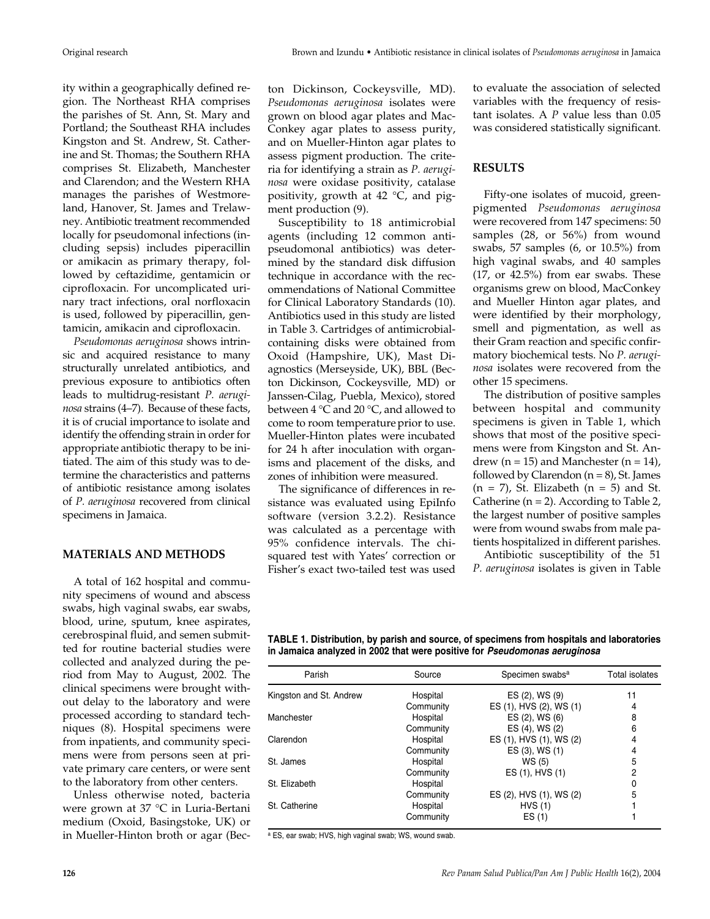ity within a geographically defined region. The Northeast RHA comprises the parishes of St. Ann, St. Mary and Portland; the Southeast RHA includes Kingston and St. Andrew, St. Catherine and St. Thomas; the Southern RHA comprises St. Elizabeth, Manchester and Clarendon; and the Western RHA manages the parishes of Westmoreland, Hanover, St. James and Trelawney. Antibiotic treatment recommended locally for pseudomonal infections (including sepsis) includes piperacillin or amikacin as primary therapy, followed by ceftazidime, gentamicin or ciprofloxacin. For uncomplicated urinary tract infections, oral norfloxacin is used, followed by piperacillin, gentamicin, amikacin and ciprofloxacin.

*Pseudomonas aeruginosa* shows intrinsic and acquired resistance to many structurally unrelated antibiotics, and previous exposure to antibiotics often leads to multidrug-resistant *P. aeruginosa* strains (4–7). Because of these facts, it is of crucial importance to isolate and identify the offending strain in order for appropriate antibiotic therapy to be initiated. The aim of this study was to determine the characteristics and patterns of antibiotic resistance among isolates of *P. aeruginosa* recovered from clinical specimens in Jamaica.

## MATERIALS AND METHODS

A total of 162 hospital and community specimens of wound and abscess swabs, high vaginal swabs, ear swabs, blood, urine, sputum, knee aspirates, cerebrospinal fluid, and semen submitted for routine bacterial studies were collected and analyzed during the period from May to August, 2002. The clinical specimens were brought without delay to the laboratory and were processed according to standard techniques (8). Hospital specimens were from inpatients, and community specimens were from persons seen at private primary care centers, or were sent to the laboratory from other centers.

Unless otherwise noted, bacteria were grown at 37 °C in Luria-Bertani medium (Oxoid, Basingstoke, UK) or in Mueller-Hinton broth or agar (Becton Dickinson, Cockeysville, MD). *Pseudomonas aeruginosa* isolates were grown on blood agar plates and MacConkey agar plates to assess purity, and on Mueller-Hinton agar plates to assess pigment production. The criteria for identifying a strain as *P. aeruginosa* were oxidase positivity, catalase positivity, growth at 42 °C, and pigment production (9).

Susceptibility to 18 antimicrobial agents (including 12 common antipseudomonal antibiotics) was determined by the standard disk diffusion technique in accordance with the recommendations of National Committee for Clinical Laboratory Standards (10). Antibiotics used in this study are listed in Table 3. Cartridges of antimicrobial-containing disks were obtained from Oxoid (Hampshire, UK), Mast Diagnostics (Merseyside, UK), BBL (Becton Dickinson, Cockeysville, MD) or Janssen-Cilag, Puebla, Mexico), stored between 4 °C and 20 °C, and allowed to come to room temperature prior to use. Mueller-Hinton plates were incubated for 24 h after inoculation with organisms and placement of the disks, and zones of inhibition were measured.

The significance of differences in resistance was evaluated using EpiInfo software (version 3.2.2). Resistance was calculated as a percentage with 95% confidence intervals. The chi-squared test with Yates' correction or Fisher's exact two-tailed test was used to evaluate the association of selected variables with the frequency of resistant isolates. A *P* value less than 0.05 was considered statistically significant.

## RESULTS

Fifty-one isolates of mucoid, green-pigmented *Pseudomonas aeruginosa* were recovered from 147 specimens: 50 samples (28, or 56%) from wound swabs, 57 samples (6, or 10.5%) from high vaginal swabs, and 40 samples (17, or 42.5%) from ear swabs. These organisms grew on blood, MacConkey and Mueller Hinton agar plates, and were identified by their morphology, smell and pigmentation, as well as their Gram reaction and specific confirmatory biochemical tests. No *P. aeruginosa* isolates were recovered from the other 15 specimens.

The distribution of positive samples between hospital and community specimens is given in Table 1, which shows that most of the positive specimens were from Kingston and St. Andrew (n = 15) and Manchester (n = 14), followed by Clarendon (n = 8), St. James (n = 7), St. Elizabeth (n = 5) and St. Catherine (n = 2). According to Table 2, the largest number of positive samples were from wound swabs from male patients hospitalized in different parishes.

Antibiotic susceptibility of the 51 *P. aeruginosa* isolates is given in Table

**TABLE 1. Distribution, by parish and source, of specimens from hospitals and laboratories in Jamaica analyzed in 2002 that were positive for *Pseudomonas aeruginosa***

| Parish | Source | Specimen swabs[a] | Total isolates |
|---|---|---|---|
| Kingston and St. Andrew | Hospital | ES (2), WS (9) | 11 |
| | Community | ES (1), HVS (2), WS (1) | 4 |
| Manchester | Hospital | ES (2), WS (6) | 8 |
| | Community | ES (4), WS (2) | 6 |
| Clarendon | Hospital | ES (1), HVS (1), WS (2) | 4 |
| | Community | ES (3), WS (1) | 4 |
| St. James | Hospital | WS (5) | 5 |
| | Community | ES (1), HVS (1) | 2 |
| St. Elizabeth | Hospital | | 0 |
| | Community | ES (2), HVS (1), WS (2) | 5 |
| St. Catherine | Hospital | HVS (1) | 1 |
| | Community | ES (1) | 1 |

[a] ES, ear swab; HVS, high vaginal swab; WS, wound swab.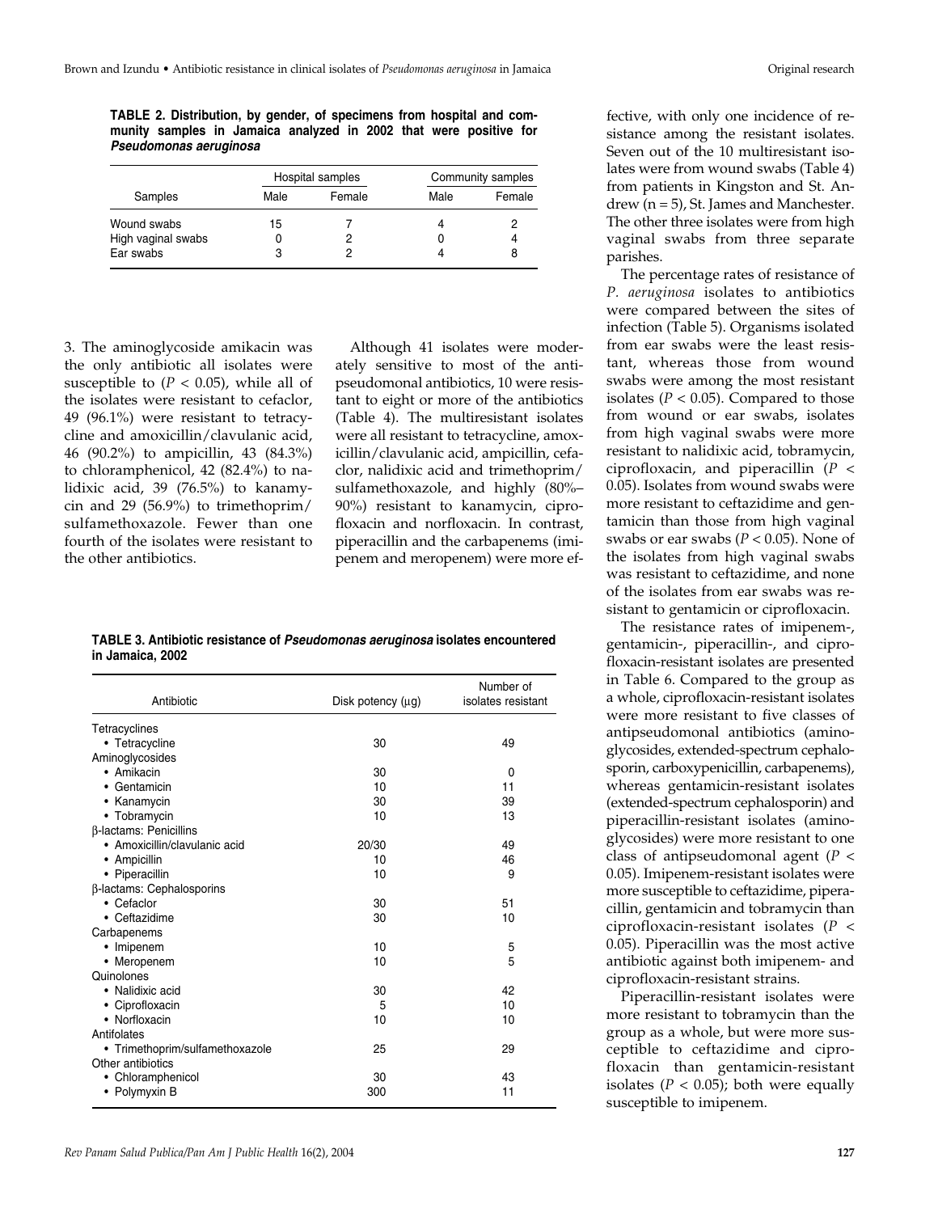**TABLE 2. Distribution, by gender, of specimens from hospital and community samples in Jamaica analyzed in 2002 that were positive for *Pseudomonas aeruginosa***

| | Hospital samples | | Community samples | |
|---|---|---|---|---|
| Samples | Male | Female | Male | Female |
| Wound swabs | 15 | 7 | 4 | 2 |
| High vaginal swabs | 0 | 2 | 0 | 4 |
| Ear swabs | 3 | 2 | 4 | 8 |

3. The aminoglycoside amikacin was the only antibiotic all isolates were susceptible to ($P < 0.05$), while all of the isolates were resistant to cefaclor, 49 (96.1%) were resistant to tetracycline and amoxicillin/clavulanic acid, 46 (90.2%) to ampicillin, 43 (84.3%) to chloramphenicol, 42 (82.4%) to nalidixic acid, 39 (76.5%) to kanamycin and 29 (56.9%) to trimethoprim/sulfamethoxazole. Fewer than one fourth of the isolates were resistant to the other antibiotics.

Although 41 isolates were moderately sensitive to most of the antipseudomonal antibiotics, 10 were resistant to eight or more of the antibiotics (Table 4). The multiresistant isolates were all resistant to tetracycline, amoxicillin/clavulanic acid, ampicillin, cefaclor, nalidixic acid and trimethoprim/sulfamethoxazole, and highly (80%–90%) resistant to kanamycin, ciprofloxacin and norfloxacin. In contrast, piperacillin and the carbapenems (imipenem and meropenem) were more effective, with only one incidence of resistance among the resistant isolates. Seven out of the 10 multiresistant isolates were from wound swabs (Table 4) from patients in Kingston and St. Andrew (n = 5), St. James and Manchester. The other three isolates were from high vaginal swabs from three separate parishes.

The percentage rates of resistance of *P. aeruginosa* isolates to antibiotics were compared between the sites of infection (Table 5). Organisms isolated from ear swabs were the least resistant, whereas those from wound swabs were among the most resistant isolates ($P < 0.05$). Compared to those from wound or ear swabs, isolates from high vaginal swabs were more resistant to nalidixic acid, tobramycin, ciprofloxacin, and piperacillin ($P < 0.05$). Isolates from wound swabs were more resistant to ceftazidime and gentamicin than those from high vaginal swabs or ear swabs ($P < 0.05$). None of the isolates from high vaginal swabs was resistant to ceftazidime, and none of the isolates from ear swabs was resistant to gentamicin or ciprofloxacin.

The resistance rates of imipenem-, gentamicin-, piperacillin-, and ciprofloxacin-resistant isolates are presented in Table 6. Compared to the group as a whole, ciprofloxacin-resistant isolates were more resistant to five classes of antipseudomonal antibiotics (aminoglycosides, extended-spectrum cephalosporin, carboxypenicillin, carbapenems), whereas gentamicin-resistant isolates (extended-spectrum cephalosporin) and piperacillin-resistant isolates (aminoglycosides) were more resistant to one class of antipseudomonal agent ($P < 0.05$). Imipenem-resistant isolates were more susceptible to ceftazidime, piperacillin, gentamicin and tobramycin than ciprofloxacin-resistant isolates ($P < 0.05$). Piperacillin was the most active antibiotic against both imipenem- and ciprofloxacin-resistant strains.

Piperacillin-resistant isolates were more resistant to tobramycin than the group as a whole, but were more susceptible to ceftazidime and ciprofloxacin than gentamicin-resistant isolates ($P < 0.05$); both were equally susceptible to imipenem.

**TABLE 3. Antibiotic resistance of *Pseudomonas aeruginosa* isolates encountered in Jamaica, 2002**

| Antibiotic | Disk potency (µg) | Number of isolates resistant |
|---|---|---|
| Tetracyclines | | |
| • Tetracycline | 30 | 49 |
| Aminoglycosides | | |
| • Amikacin | 30 | 0 |
| • Gentamicin | 10 | 11 |
| • Kanamycin | 30 | 39 |
| • Tobramycin | 10 | 13 |
| β-lactams: Penicillins | | |
| • Amoxicillin/clavulanic acid | 20/30 | 49 |
| • Ampicillin | 10 | 46 |
| • Piperacillin | 10 | 9 |
| β-lactams: Cephalosporins | | |
| • Cefaclor | 30 | 51 |
| • Ceftazidime | 30 | 10 |
| Carbapenems | | |
| • Imipenem | 10 | 5 |
| • Meropenem | 10 | 5 |
| Quinolones | | |
| • Nalidixic acid | 30 | 42 |
| • Ciprofloxacin | 5 | 10 |
| • Norfloxacin | 10 | 10 |
| Antifolates | | |
| • Trimethoprim/sulfamethoxazole | 25 | 29 |
| Other antibiotics | | |
| • Chloramphenicol | 30 | 43 |
| • Polymyxin B | 300 | 11 |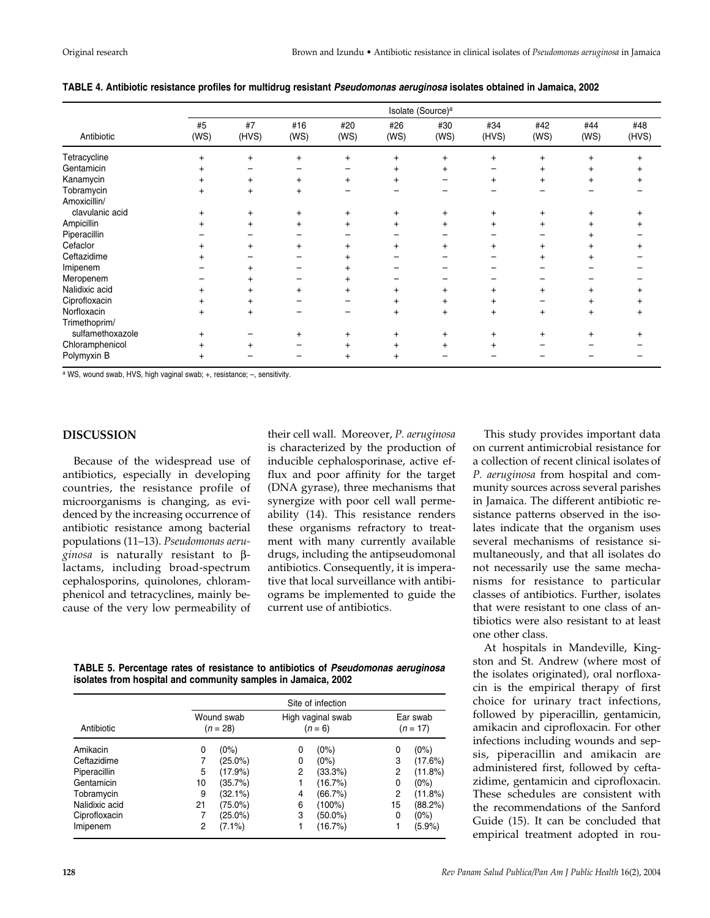**TABLE 4. Antibiotic resistance profiles for multidrug resistant *Pseudomonas aeruginosa* isolates obtained in Jamaica, 2002**

| | Isolate (Source)[a] | | | | | | | | | |
|---|---|---|---|---|---|---|---|---|---|---|
| Antibiotic | #5 (WS) | #7 (HVS) | #16 (WS) | #20 (WS) | #26 (WS) | #30 (WS) | #34 (HVS) | #42 (WS) | #44 (WS) | #48 (HVS) |
| Tetracycline | + | + | + | + | + | + | + | + | + | + |
| Gentamicin | + | − | − | − | + | + | − | + | + | + |
| Kanamycin | + | + | + | + | + | − | + | + | + | + |
| Tobramycin | + | + | + | − | − | − | − | − | − | − |
| Amoxicillin/ clavulanic acid | + | + | + | + | + | + | + | + | + | + |
| Ampicillin | + | + | + | + | + | + | + | + | + | + |
| Piperacillin | − | − | − | − | − | − | − | − | + | − |
| Cefaclor | + | + | + | + | + | + | + | + | + | + |
| Ceftazidime | + | − | − | + | − | − | − | + | + | − |
| Imipenem | − | + | − | + | − | − | − | − | − | − |
| Meropenem | − | + | − | + | − | − | − | − | − | − |
| Nalidixic acid | + | + | + | + | + | + | + | + | + | + |
| Ciprofloxacin | + | + | − | − | + | + | + | − | + | + |
| Norfloxacin | + | + | − | − | + | + | + | + | + | + |
| Trimethoprim/ sulfamethoxazole | + | − | + | + | + | + | + | + | + | + |
| Chloramphenicol | + | + | − | + | + | + | + | − | − | − |
| Polymyxin B | + | − | − | + | + | − | − | − | − | − |

[a] WS, wound swab, HVS, high vaginal swab; +, resistance; −, sensitivity.

## DISCUSSION

Because of the widespread use of antibiotics, especially in developing countries, the resistance profile of microorganisms is changing, as evidenced by the increasing occurrence of antibiotic resistance among bacterial populations (11–13). *Pseudomonas aeruginosa* is naturally resistant to β-lactams, including broad-spectrum cephalosporins, quinolones, chloramphenicol and tetracyclines, mainly because of the very low permeability of their cell wall. Moreover, *P. aeruginosa* is characterized by the production of inducible cephalosporinase, active efflux and poor affinity for the target (DNA gyrase), three mechanisms that synergize with poor cell wall permeability (14). This resistance renders these organisms refractory to treatment with many currently available drugs, including the antipseudomonal antibiotics. Consequently, it is imperative that local surveillance with antibiograms be implemented to guide the current use of antibiotics.

**TABLE 5. Percentage rates of resistance to antibiotics of *Pseudomonas aeruginosa* isolates from hospital and community samples in Jamaica, 2002**

| | Site of infection | | | | | |
|---|---|---|---|---|---|---|
| | Wound swab (*n* = 28) | | High vaginal swab (*n* = 6) | | Ear swab (*n* = 17) | |
| Antibiotic | | | | | | |
| Amikacin | 0 | (0%) | 0 | (0%) | 0 | (0%) |
| Ceftazidime | 7 | (25.0%) | 0 | (0%) | 3 | (17.6%) |
| Piperacillin | 5 | (17.9%) | 2 | (33.3%) | 2 | (11.8%) |
| Gentamicin | 10 | (35.7%) | 1 | (16.7%) | 0 | (0%) |
| Tobramycin | 9 | (32.1%) | 4 | (66.7%) | 2 | (11.8%) |
| Nalidixic acid | 21 | (75.0%) | 6 | (100%) | 15 | (88.2%) |
| Ciprofloxacin | 7 | (25.0%) | 3 | (50.0%) | 0 | (0%) |
| Imipenem | 2 | (7.1%) | 1 | (16.7%) | 1 | (5.9%) |

This study provides important data on current antimicrobial resistance for a collection of recent clinical isolates of *P. aeruginosa* from hospital and community sources across several parishes in Jamaica. The different antibiotic resistance patterns observed in the isolates indicate that the organism uses several mechanisms of resistance simultaneously, and that all isolates do not necessarily use the same mechanisms for resistance to particular classes of antibiotics. Further, isolates that were resistant to one class of antibiotics were also resistant to at least one other class.

At hospitals in Mandeville, Kingston and St. Andrew (where most of the isolates originated), oral norfloxacin is the empirical therapy of first choice for urinary tract infections, followed by piperacillin, gentamicin, amikacin and ciprofloxacin. For other infections including wounds and sepsis, piperacillin and amikacin are administered first, followed by ceftazidime, gentamicin and ciprofloxacin. These schedules are consistent with the recommendations of the Sanford Guide (15). It can be concluded that empirical treatment adopted in rou-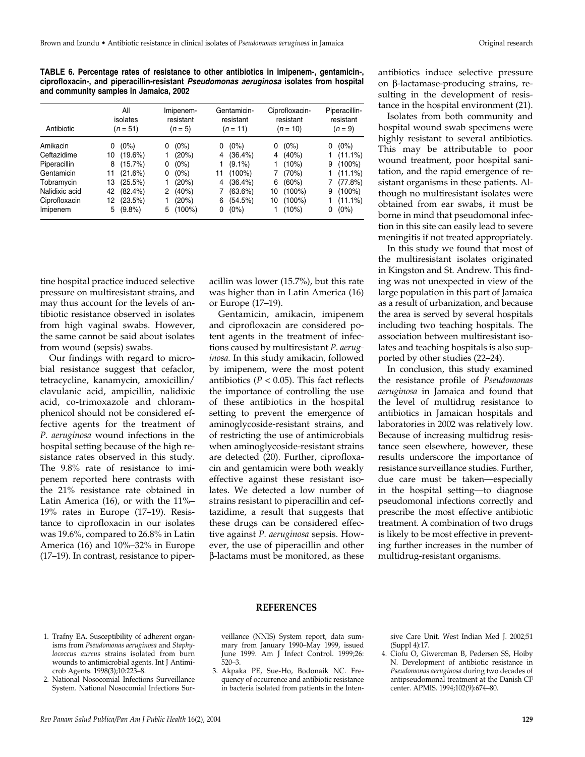**TABLE 6. Percentage rates of resistance to other antibiotics in imipenem-, gentamicin-, ciprofloxacin-, and piperacillin-resistant *Pseudomonas aeruginosa* isolates from hospital and community samples in Jamaica, 2002**

| Antibiotic | All isolates (*n* = 51) | Imipenem-resistant (*n* = 5) | Gentamicin-resistant (*n* = 11) | Ciprofloxacin-resistant (*n* = 10) | Piperacillin-resistant (*n* = 9) |
|---|---|---|---|---|---|
| Amikacin | 0 (0%) | 0 (0%) | 0 (0%) | 0 (0%) | 0 (0%) |
| Ceftazidime | 10 (19.6%) | 1 (20%) | 4 (36.4%) | 4 (40%) | 1 (11.1%) |
| Piperacillin | 8 (15.7%) | 0 (0%) | 1 (9.1%) | 1 (10%) | 9 (100%) |
| Gentamicin | 11 (21.6%) | 0 (0%) | 11 (100%) | 7 (70%) | 1 (11.1%) |
| Tobramycin | 13 (25.5%) | 1 (20%) | 4 (36.4%) | 6 (60%) | 7 (77.8%) |
| Nalidixic acid | 42 (82.4%) | 2 (40%) | 7 (63.6%) | 10 (100%) | 9 (100%) |
| Ciprofloxacin | 12 (23.5%) | 1 (20%) | 6 (54.5%) | 10 (100%) | 1 (11.1%) |
| Imipenem | 5 (9.8%) | 5 (100%) | 0 (0%) | 1 (10%) | 0 (0%) |

tine hospital practice induced selective pressure on multiresistant strains, and may thus account for the levels of antibiotic resistance observed in isolates from high vaginal swabs. However, the same cannot be said about isolates from wound (sepsis) swabs.

Our findings with regard to microbial resistance suggest that cefaclor, tetracycline, kanamycin, amoxicillin/clavulanic acid, ampicillin, nalidixic acid, co-trimoxazole and chloramphenicol should not be considered effective agents for the treatment of *P. aeruginosa* wound infections in the hospital setting because of the high resistance rates observed in this study. The 9.8% rate of resistance to imipenem reported here contrasts with the 21% resistance rate obtained in Latin America (16), or with the 11%–19% rates in Europe (17–19). Resistance to ciprofloxacin in our isolates was 19.6%, compared to 26.8% in Latin America (16) and 10%–32% in Europe (17–19). In contrast, resistance to piperacillin was lower (15.7%), but this rate was higher than in Latin America (16) or Europe (17–19).

Gentamicin, amikacin, imipenem and ciprofloxacin are considered potent agents in the treatment of infections caused by multiresistant *P. aeruginosa.* In this study amikacin, followed by imipenem, were the most potent antibiotics ($P < 0.05$). This fact reflects the importance of controlling the use of these antibiotics in the hospital setting to prevent the emergence of aminoglycoside-resistant strains, and of restricting the use of antimicrobials when aminoglycoside-resistant strains are detected (20). Further, ciprofloxacin and gentamicin were both weakly effective against these resistant isolates. We detected a low number of strains resistant to piperacillin and ceftazidime, a result that suggests that these drugs can be considered effective against *P. aeruginosa* sepsis. However, the use of piperacillin and other β-lactams must be monitored, as these antibiotics induce selective pressure on β-lactamase-producing strains, resulting in the development of resistance in the hospital environment (21).

Isolates from both community and hospital wound swab specimens were highly resistant to several antibiotics. This may be attributable to poor wound treatment, poor hospital sanitation, and the rapid emergence of resistant organisms in these patients. Although no multiresistant isolates were obtained from ear swabs, it must be borne in mind that pseudomonal infection in this site can easily lead to severe meningitis if not treated appropriately.

In this study we found that most of the multiresistant isolates originated in Kingston and St. Andrew. This finding was not unexpected in view of the large population in this part of Jamaica as a result of urbanization, and because the area is served by several hospitals including two teaching hospitals. The association between multiresistant isolates and teaching hospitals is also supported by other studies (22–24).

In conclusion, this study examined the resistance profile of *Pseudomonas aeruginosa* in Jamaica and found that the level of multidrug resistance to antibiotics in Jamaican hospitals and laboratories in 2002 was relatively low. Because of increasing multidrug resistance seen elsewhere, however, these results underscore the importance of resistance surveillance studies. Further, due care must be taken—especially in the hospital setting—to diagnose pseudomonal infections correctly and prescribe the most effective antibiotic treatment. A combination of two drugs is likely to be most effective in preventing further increases in the number of multidrug-resistant organisms.

## REFERENCES

1. Trafny EA. Susceptibility of adherent organisms from *Pseudomonas aeruginosa* and *Staphylococcus aureus* strains isolated from burn wounds to antimicrobial agents. Int J Antimicrob Agents. 1998(3);10:223–8.
2. National Nosocomial Infections Surveillance System. National Nosocomial Infections Surveillance (NNIS) System report, data summary from January 1990–May 1999, issued June 1999. Am J Infect Control. 1999;26: 520–3.
3. Akpaka PE, Sue-Ho, Bodonaik NC. Frequency of occurrence and antibiotic resistance in bacteria isolated from patients in the Intensive Care Unit. West Indian Med J. 2002;51 (Suppl 4):17.
4. Ciofu O, Giwercman B, Pedersen SS, Hoiby N. Development of antibiotic resistance in *Pseudomonas aeruginosa* during two decades of antipseudomonal treatment at the Danish CF center. APMIS. 1994;102(9):674–80.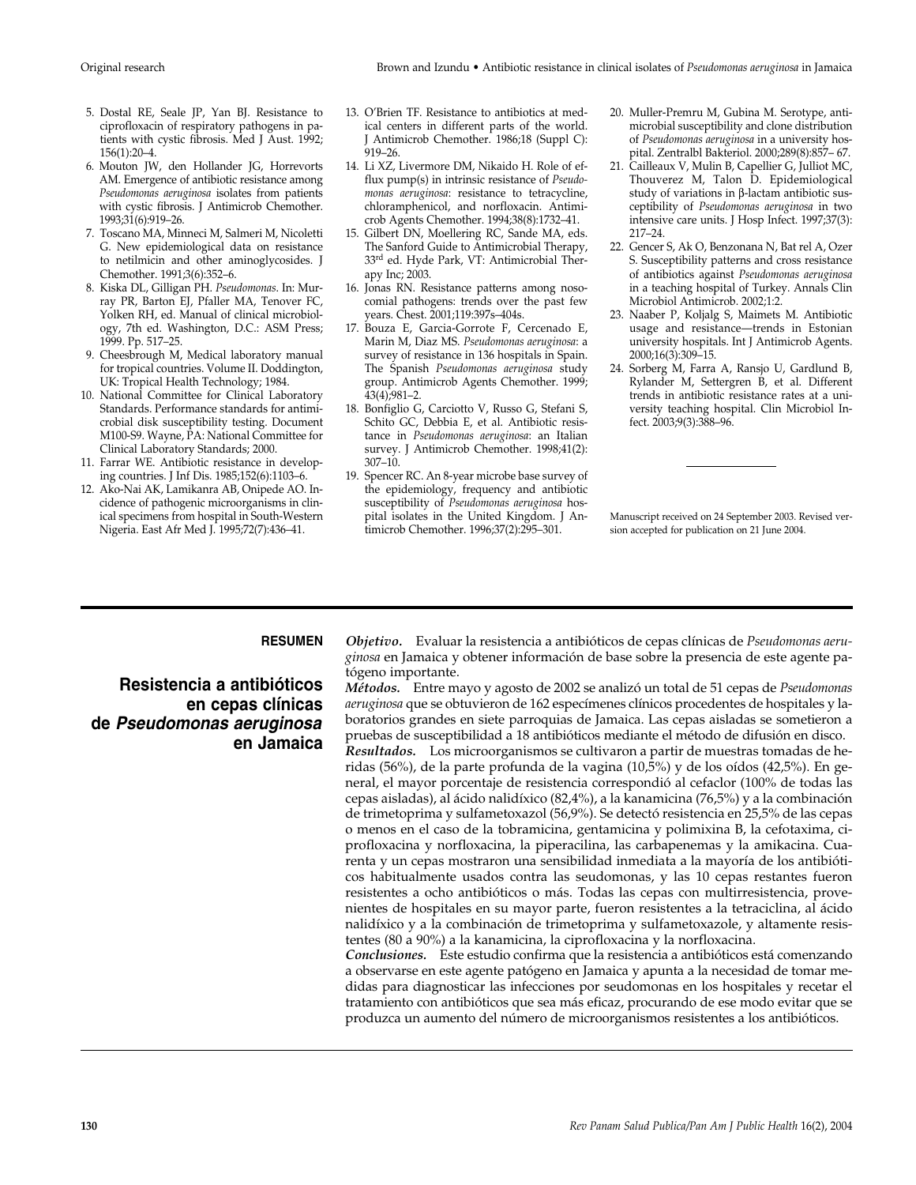5. Dostal RE, Seale JP, Yan BJ. Resistance to ciprofloxacin of respiratory pathogens in patients with cystic fibrosis. Med J Aust. 1992; 156(1):20–4.
6. Mouton JW, den Hollander JG, Horrevorts AM. Emergence of antibiotic resistance among *Pseudomonas aeruginosa* isolates from patients with cystic fibrosis. J Antimicrob Chemother. 1993;31(6):919–26.
7. Toscano MA, Minneci M, Salmeri M, Nicoletti G. New epidemiological data on resistance to netilmicin and other aminoglycosides. J Chemother. 1991;3(6):352–6.
8. Kiska DL, Gilligan PH. *Pseudomonas*. In: Murray PR, Barton EJ, Pfaller MA, Tenover FC, Yolken RH, ed. Manual of clinical microbiology, 7th ed. Washington, D.C.: ASM Press; 1999. Pp. 517–25.
9. Cheesbrough M, Medical laboratory manual for tropical countries. Volume II. Doddington, UK: Tropical Health Technology; 1984.
10. National Committee for Clinical Laboratory Standards. Performance standards for antimicrobial disk susceptibility testing. Document M100-S9. Wayne, PA: National Committee for Clinical Laboratory Standards; 2000.
11. Farrar WE. Antibiotic resistance in developing countries. J Inf Dis. 1985;152(6):1103–6.
12. Ako-Nai AK, Lamikanra AB, Onipede AO. Incidence of pathogenic microorganisms in clinical specimens from hospital in South-Western Nigeria. East Afr Med J. 1995;72(7):436–41.
13. O'Brien TF. Resistance to antibiotics at medical centers in different parts of the world. J Antimicrob Chemother. 1986;18 (Suppl C): 919–26.
14. Li XZ, Livermore DM, Nikaido H. Role of efflux pump(s) in intrinsic resistance of *Pseudomonas aeruginosa*: resistance to tetracycline, chloramphenicol, and norfloxacin. Antimicrob Agents Chemother. 1994;38(8):1732–41.
15. Gilbert DN, Moellering RC, Sande MA, eds. The Sanford Guide to Antimicrobial Therapy, 33rd ed. Hyde Park, VT: Antimicrobial Therapy Inc; 2003.
16. Jonas RN. Resistance patterns among nosocomial pathogens: trends over the past few years. Chest. 2001;119:397s–404s.
17. Bouza E, Garcia-Gorrote F, Cercenado E, Marin M, Diaz MS. *Pseudomonas aeruginosa*: a survey of resistance in 136 hospitals in Spain. The Spanish *Pseudomonas aeruginosa* study group. Antimicrob Agents Chemother. 1999; 43(4);981–2.
18. Bonfiglio G, Carciotto V, Russo G, Stefani S, Schito GC, Debbia E, et al. Antibiotic resistance in *Pseudomonas aeruginosa*: an Italian survey. J Antimicrob Chemother. 1998;41(2): 307–10.
19. Spencer RC. An 8-year microbe base survey of the epidemiology, frequency and antibiotic susceptibility of *Pseudomonas aeruginosa* hospital isolates in the United Kingdom. J Antimicrob Chemother. 1996;37(2):295–301.
20. Muller-Premru M, Gubina M. Serotype, antimicrobial susceptibility and clone distribution of *Pseudomonas aeruginosa* in a university hospital. Zentralbl Bakteriol. 2000;289(8):857– 67.
21. Cailleaux V, Mulin B, Capellier G, Julliot MC, Thouverez M, Talon D. Epidemiological study of variations in β-lactam antibiotic susceptibility of *Pseudomonas aeruginosa* in two intensive care units. J Hosp Infect. 1997;37(3): 217–24.
22. Gencer S, Ak O, Benzonana N, Bat rel A, Ozer S. Susceptibility patterns and cross resistance of antibiotics against *Pseudomonas aeruginosa* in a teaching hospital of Turkey. Annals Clin Microbiol Antimicrob. 2002;1:2.
23. Naaber P, Koljalg S, Maimets M. Antibiotic usage and resistance—trends in Estonian university hospitals. Int J Antimicrob Agents. 2000;16(3):309–15.
24. Sorberg M, Farra A, Ransjo U, Gardlund B, Rylander M, Settergren B, et al. Different trends in antibiotic resistance rates at a university teaching hospital. Clin Microbiol Infect. 2003;9(3):388–96.

Manuscript received on 24 September 2003. Revised version accepted for publication on 21 June 2004.

---

**RESUMEN**

## Resistencia a antibióticos en cepas clínicas de *Pseudomonas aeruginosa* en Jamaica

***Objetivo.*** Evaluar la resistencia a antibióticos de cepas clínicas de *Pseudomonas aeruginosa* en Jamaica y obtener información de base sobre la presencia de este agente patógeno importante.

***Métodos.*** Entre mayo y agosto de 2002 se analizó un total de 51 cepas de *Pseudomonas aeruginosa* que se obtuvieron de 162 especímenes clínicos procedentes de hospitales y laboratorios grandes en siete parroquias de Jamaica. Las cepas aisladas se sometieron a pruebas de susceptibilidad a 18 antibióticos mediante el método de difusión en disco.

***Resultados.*** Los microorganismos se cultivaron a partir de muestras tomadas de heridas (56%), de la parte profunda de la vagina (10,5%) y de los oídos (42,5%). En general, el mayor porcentaje de resistencia correspondió al cefaclor (100% de todas las cepas aisladas), al ácido nalidíxico (82,4%), a la kanamicina (76,5%) y a la combinación de trimetoprima y sulfametoxazol (56,9%). Se detectó resistencia en 25,5% de las cepas o menos en el caso de la tobramicina, gentamicina y polimixina B, la cefotaxima, ciprofloxacina y norfloxacina, la piperacilina, las carbapenemas y la amikacina. Cuarenta y un cepas mostraron una sensibilidad inmediata a la mayoría de los antibióticos habitualmente usados contra las seudomonas, y las 10 cepas restantes fueron resistentes a ocho antibióticos o más. Todas las cepas con multirresistencia, provenientes de hospitales en su mayor parte, fueron resistentes a la tetraciclina, al ácido nalidíxico y a la combinación de trimetoprima y sulfametoxazole, y altamente resistentes (80 a 90%) a la kanamicina, la ciprofloxacina y la norfloxacina.

***Conclusiones.*** Este estudio confirma que la resistencia a antibióticos está comenzando a observarse en este agente patógeno en Jamaica y apunta a la necesidad de tomar medidas para diagnosticar las infecciones por seudomonas en los hospitales y recetar el tratamiento con antibióticos que sea más eficaz, procurando de ese modo evitar que se produzca un aumento del número de microorganismos resistentes a los antibióticos.